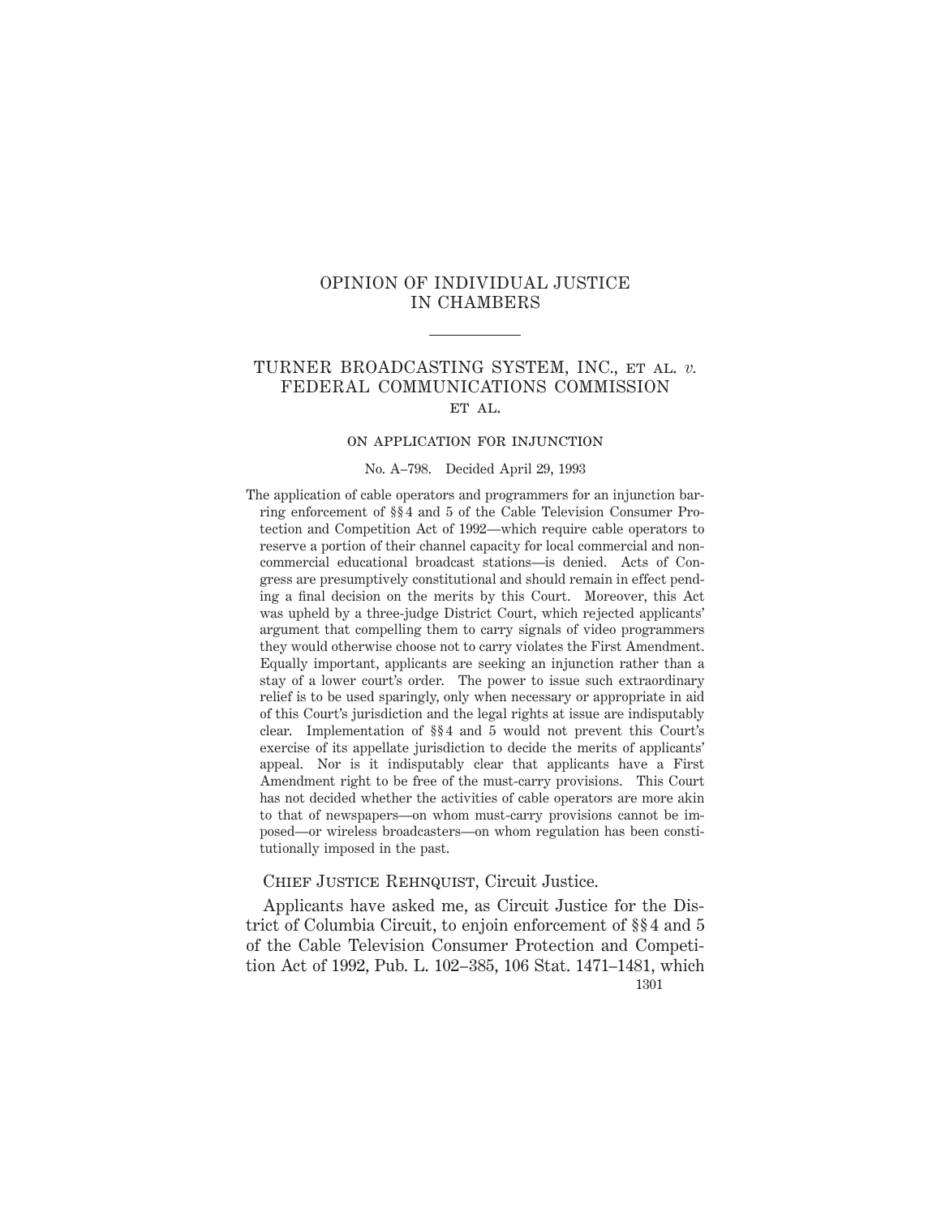# OPINION OF INDIVIDUAL JUSTICE IN CHAMBERS

---

## TURNER BROADCASTING SYSTEM, INC., ET AL. *v.* FEDERAL COMMUNICATIONS COMMISSION ET AL.

### ON APPLICATION FOR INJUNCTION

No. A–798. Decided April 29, 1993

The application of cable operators and programmers for an injunction barring enforcement of §§ 4 and 5 of the Cable Television Consumer Protection and Competition Act of 1992—which require cable operators to reserve a portion of their channel capacity for local commercial and noncommercial educational broadcast stations—is denied. Acts of Congress are presumptively constitutional and should remain in effect pending a final decision on the merits by this Court. Moreover, this Act was upheld by a three-judge District Court, which rejected applicants' argument that compelling them to carry signals of video programmers they would otherwise choose not to carry violates the First Amendment. Equally important, applicants are seeking an injunction rather than a stay of a lower court's order. The power to issue such extraordinary relief is to be used sparingly, only when necessary or appropriate in aid of this Court's jurisdiction and the legal rights at issue are indisputably clear. Implementation of §§ 4 and 5 would not prevent this Court's exercise of its appellate jurisdiction to decide the merits of applicants' appeal. Nor is it indisputably clear that applicants have a First Amendment right to be free of the must-carry provisions. This Court has not decided whether the activities of cable operators are more akin to that of newspapers—on whom must-carry provisions cannot be imposed—or wireless broadcasters—on whom regulation has been constitutionally imposed in the past.

CHIEF JUSTICE REHNQUIST, Circuit Justice.

Applicants have asked me, as Circuit Justice for the District of Columbia Circuit, to enjoin enforcement of §§ 4 and 5 of the Cable Television Consumer Protection and Competition Act of 1992, Pub. L. 102–385, 106 Stat. 1471–1481, which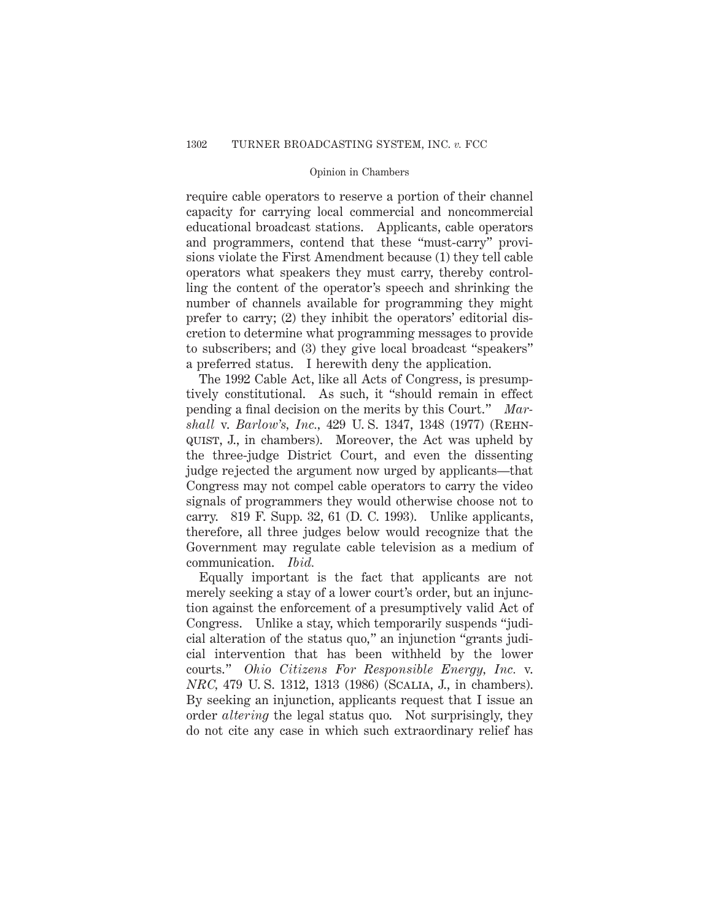require cable operators to reserve a portion of their channel capacity for carrying local commercial and noncommercial educational broadcast stations. Applicants, cable operators and programmers, contend that these "must-carry" provisions violate the First Amendment because (1) they tell cable operators what speakers they must carry, thereby controlling the content of the operator's speech and shrinking the number of channels available for programming they might prefer to carry; (2) they inhibit the operators' editorial discretion to determine what programming messages to provide to subscribers; and (3) they give local broadcast "speakers" a preferred status. I herewith deny the application.

The 1992 Cable Act, like all Acts of Congress, is presumptively constitutional. As such, it "should remain in effect pending a final decision on the merits by this Court." *Marshall* v. *Barlow's, Inc.*, 429 U. S. 1347, 1348 (1977) (REHNQUIST, J., in chambers). Moreover, the Act was upheld by the three-judge District Court, and even the dissenting judge rejected the argument now urged by applicants—that Congress may not compel cable operators to carry the video signals of programmers they would otherwise choose not to carry. 819 F. Supp. 32, 61 (D. C. 1993). Unlike applicants, therefore, all three judges below would recognize that the Government may regulate cable television as a medium of communication. *Ibid.*

Equally important is the fact that applicants are not merely seeking a stay of a lower court's order, but an injunction against the enforcement of a presumptively valid Act of Congress. Unlike a stay, which temporarily suspends "judicial alteration of the status quo," an injunction "grants judicial intervention that has been withheld by the lower courts." *Ohio Citizens For Responsible Energy, Inc.* v. *NRC*, 479 U. S. 1312, 1313 (1986) (SCALIA, J., in chambers). By seeking an injunction, applicants request that I issue an order *altering* the legal status quo. Not surprisingly, they do not cite any case in which such extraordinary relief has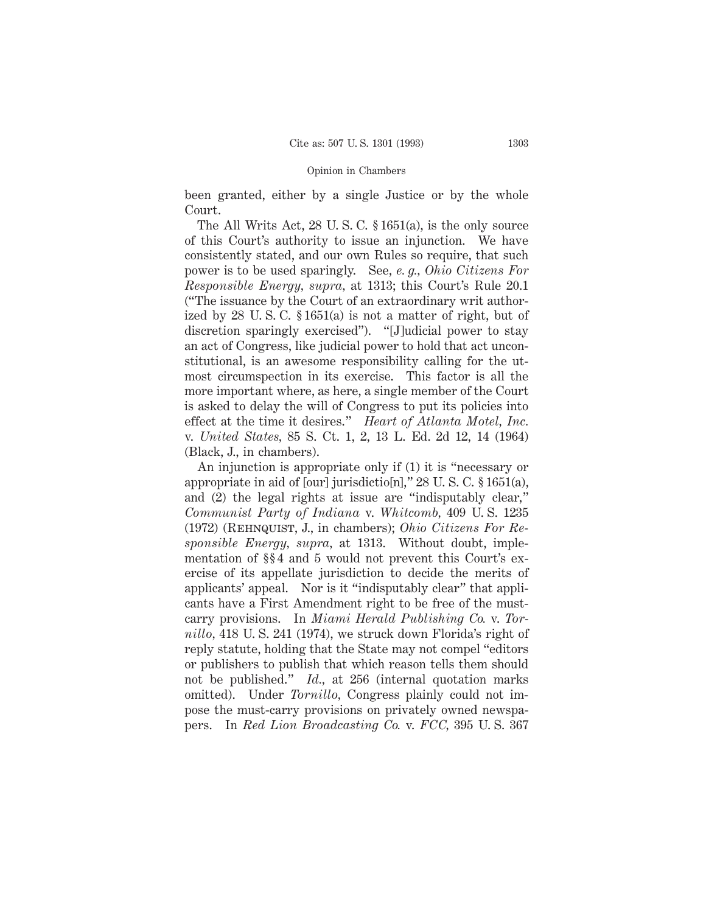been granted, either by a single Justice or by the whole Court.

The All Writs Act, 28 U. S. C. § 1651(a), is the only source of this Court's authority to issue an injunction. We have consistently stated, and our own Rules so require, that such power is to be used sparingly. See, *e. g., Ohio Citizens For Responsible Energy, supra,* at 1313; this Court's Rule 20.1 ("The issuance by the Court of an extraordinary writ authorized by 28 U. S. C. § 1651(a) is not a matter of right, but of discretion sparingly exercised"). "[J]udicial power to stay an act of Congress, like judicial power to hold that act unconstitutional, is an awesome responsibility calling for the utmost circumspection in its exercise. This factor is all the more important where, as here, a single member of the Court is asked to delay the will of Congress to put its policies into effect at the time it desires." *Heart of Atlanta Motel, Inc.* v. *United States,* 85 S. Ct. 1, 2, 13 L. Ed. 2d 12, 14 (1964) (Black, J., in chambers).

An injunction is appropriate only if (1) it is "necessary or appropriate in aid of [our] jurisdictio[n]," 28 U. S. C. § 1651(a), and (2) the legal rights at issue are "indisputably clear," *Communist Party of Indiana* v. *Whitcomb,* 409 U. S. 1235 (1972) (Rehnquist, J., in chambers); *Ohio Citizens For Responsible Energy, supra,* at 1313. Without doubt, implementation of §§ 4 and 5 would not prevent this Court's exercise of its appellate jurisdiction to decide the merits of applicants' appeal. Nor is it "indisputably clear" that applicants have a First Amendment right to be free of the must-carry provisions. In *Miami Herald Publishing Co.* v. *Tornillo,* 418 U. S. 241 (1974), we struck down Florida's right of reply statute, holding that the State may not compel "editors or publishers to publish that which reason tells them should not be published." *Id.,* at 256 (internal quotation marks omitted). Under *Tornillo,* Congress plainly could not impose the must-carry provisions on privately owned newspapers. In *Red Lion Broadcasting Co.* v. *FCC,* 395 U. S. 367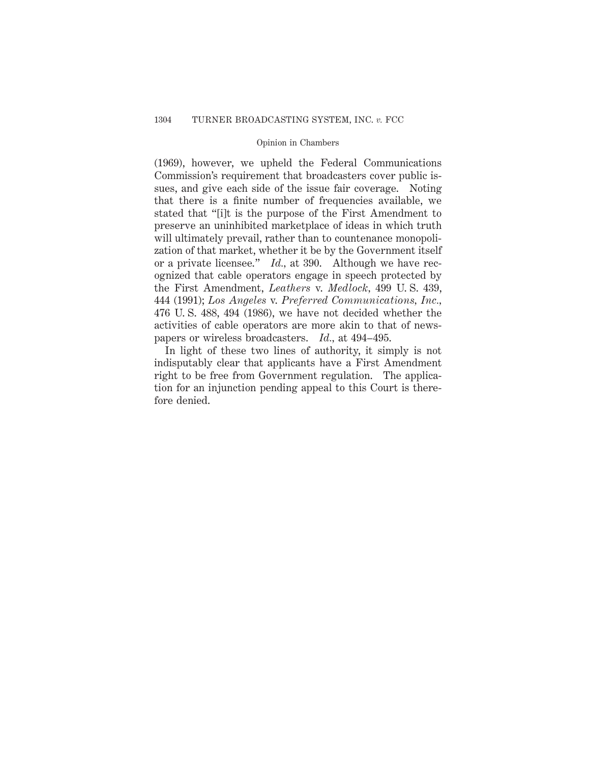(1969), however, we upheld the Federal Communications Commission's requirement that broadcasters cover public issues, and give each side of the issue fair coverage. Noting that there is a finite number of frequencies available, we stated that "[i]t is the purpose of the First Amendment to preserve an uninhibited marketplace of ideas in which truth will ultimately prevail, rather than to countenance monopolization of that market, whether it be by the Government itself or a private licensee." *Id.*, at 390. Although we have recognized that cable operators engage in speech protected by the First Amendment, *Leathers* v. *Medlock*, 499 U. S. 439, 444 (1991); *Los Angeles* v. *Preferred Communications, Inc.*, 476 U. S. 488, 494 (1986), we have not decided whether the activities of cable operators are more akin to that of newspapers or wireless broadcasters. *Id.*, at 494–495.

In light of these two lines of authority, it simply is not indisputably clear that applicants have a First Amendment right to be free from Government regulation. The application for an injunction pending appeal to this Court is therefore denied.